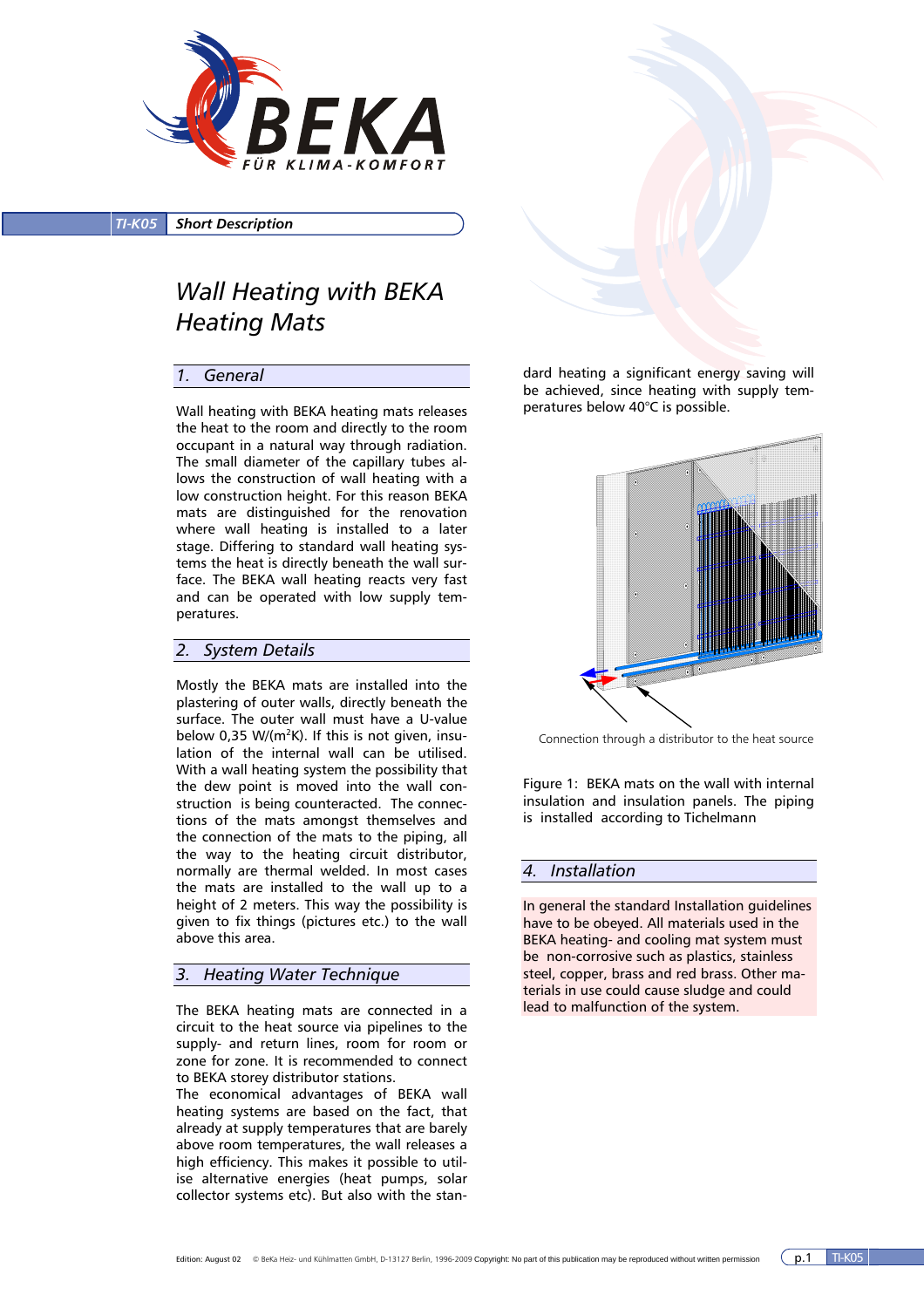**TI-K05** **Short Description**

# Wall Heating with BEKA Heating Mats

## 1. General

Wall heating with BEKA heating mats releases the heat to the room and directly to the room occupant in a natural way through radiation. The small diameter of the capillary tubes allows the construction of wall heating with a low construction height. For this reason BEKA mats are distinguished for the renovation where wall heating is installed to a later stage. Differing to standard wall heating systems the heat is directly beneath the wall surface. The BEKA wall heating reacts very fast and can be operated with low supply temperatures.

## 2. System Details

Mostly the BEKA mats are installed into the plastering of outer walls, directly beneath the surface. The outer wall must have a U-value below 0,35 W/(m²K). If this is not given, insulation of the internal wall can be utilised. With a wall heating system the possibility that the dew point is moved into the wall construction is being counteracted. The connections of the mats amongst themselves and the connection of the mats to the piping, all the way to the heating circuit distributor, normally are thermal welded. In most cases the mats are installed to the wall up to a height of 2 meters. This way the possibility is given to fix things (pictures etc.) to the wall above this area.

## 3. Heating Water Technique

The BEKA heating mats are connected in a circuit to the heat source via pipelines to the supply- and return lines, room for room or zone for zone. It is recommended to connect to BEKA storey distributor stations.
The economical advantages of BEKA wall heating systems are based on the fact, that already at supply temperatures that are barely above room temperatures, the wall releases a high efficiency. This makes it possible to utilise alternative energies (heat pumps, solar collector systems etc). But also with the standard heating a significant energy saving will be achieved, since heating with supply temperatures below 40°C is possible.

Connection through a distributor to the heat source

Figure 1: BEKA mats on the wall with internal insulation and insulation panels. The piping is installed according to Tichelmann

## 4. Installation

In general the standard Installation guidelines have to be obeyed. All materials used in the BEKA heating- and cooling mat system must be non-corrosive such as plastics, stainless steel, copper, brass and red brass. Other materials in use could cause sludge and could lead to malfunction of the system.

Edition: August 02 © BeKa Heiz- und Kühlmatten GmbH, D-13127 Berlin, 1996-2009 Copyright: No part of this publication may be reproduced without written permission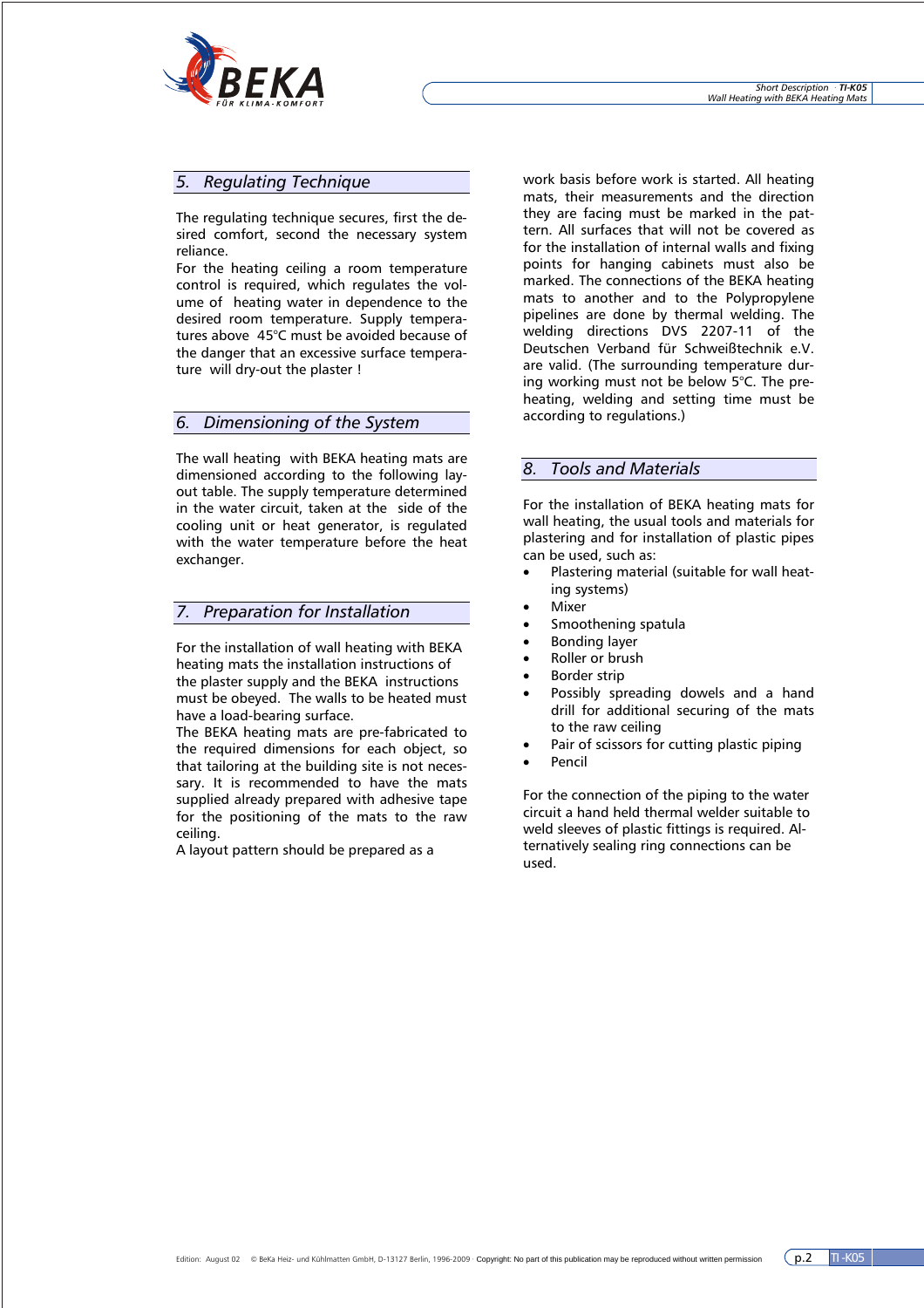## 5. Regulating Technique

The regulating technique secures, first the desired comfort, second the necessary system reliance.
For the heating ceiling a room temperature control is required, which regulates the volume of heating water in dependence to the desired room temperature. Supply temperatures above 45°C must be avoided because of the danger that an excessive surface temperature will dry-out the plaster !

## 6. Dimensioning of the System

The wall heating with BEKA heating mats are dimensioned according to the following layout table. The supply temperature determined in the water circuit, taken at the side of the cooling unit or heat generator, is regulated with the water temperature before the heat exchanger.

## 7. Preparation for Installation

For the installation of wall heating with BEKA heating mats the installation instructions of the plaster supply and the BEKA instructions must be obeyed. The walls to be heated must have a load-bearing surface.
The BEKA heating mats are pre-fabricated to the required dimensions for each object, so that tailoring at the building site is not necessary. It is recommended to have the mats supplied already prepared with adhesive tape for the positioning of the mats to the raw ceiling.
A layout pattern should be prepared as a work basis before work is started. All heating mats, their measurements and the direction they are facing must be marked in the pattern. All surfaces that will not be covered as for the installation of internal walls and fixing points for hanging cabinets must also be marked. The connections of the BEKA heating mats to another and to the Polypropylene pipelines are done by thermal welding. The welding directions DVS 2207-11 of the Deutschen Verband für Schweißtechnik e.V. are valid. (The surrounding temperature during working must not be below 5°C. The preheating, welding and setting time must be according to regulations.)

## 8. Tools and Materials

For the installation of BEKA heating mats for wall heating, the usual tools and materials for plastering and for installation of plastic pipes can be used, such as:

- Plastering material (suitable for wall heating systems)
- Mixer
- Smoothening spatula
- Bonding layer
- Roller or brush
- Border strip
- Possibly spreading dowels and a hand drill for additional securing of the mats to the raw ceiling
- Pair of scissors for cutting plastic piping
- Pencil

For the connection of the piping to the water circuit a hand held thermal welder suitable to weld sleeves of plastic fittings is required. Alternatively sealing ring connections can be used.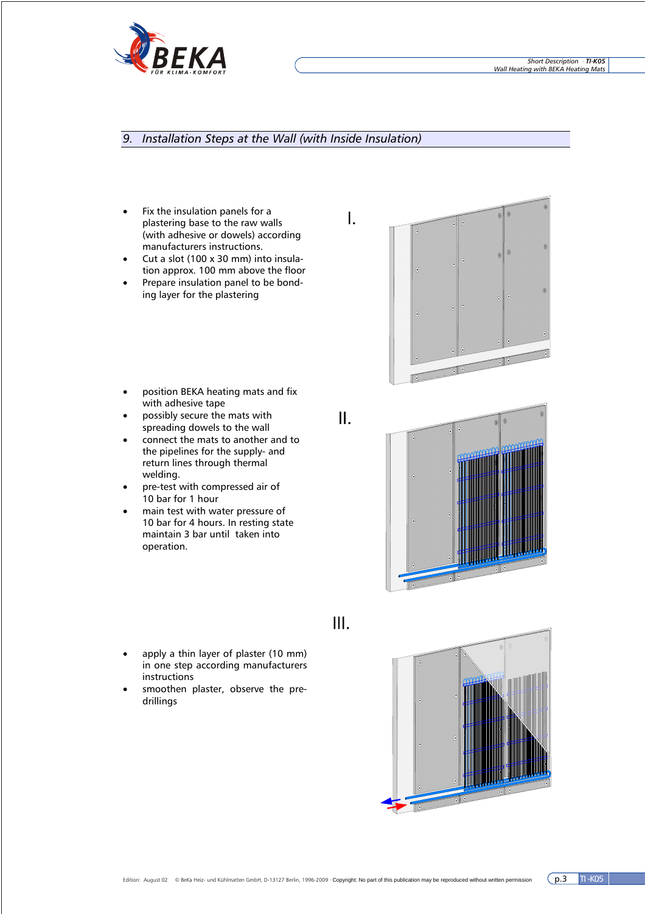## 9. Installation Steps at the Wall (with Inside Insulation)

I.

- Fix the insulation panels for a plastering base to the raw walls (with adhesive or dowels) according manufacturers instructions.
- Cut a slot (100 x 30 mm) into insulation approx. 100 mm above the floor
- Prepare insulation panel to be bonding layer for the plastering

II.

- position BEKA heating mats and fix with adhesive tape
- possibly secure the mats with spreading dowels to the wall
- connect the mats to another and to the pipelines for the supply- and return lines through thermal welding.
- pre-test with compressed air of 10 bar for 1 hour
- main test with water pressure of 10 bar for 4 hours. In resting state maintain 3 bar until taken into operation.

III.

- apply a thin layer of plaster (10 mm) in one step according manufacturers instructions
- smoothen plaster, observe the pre-drillings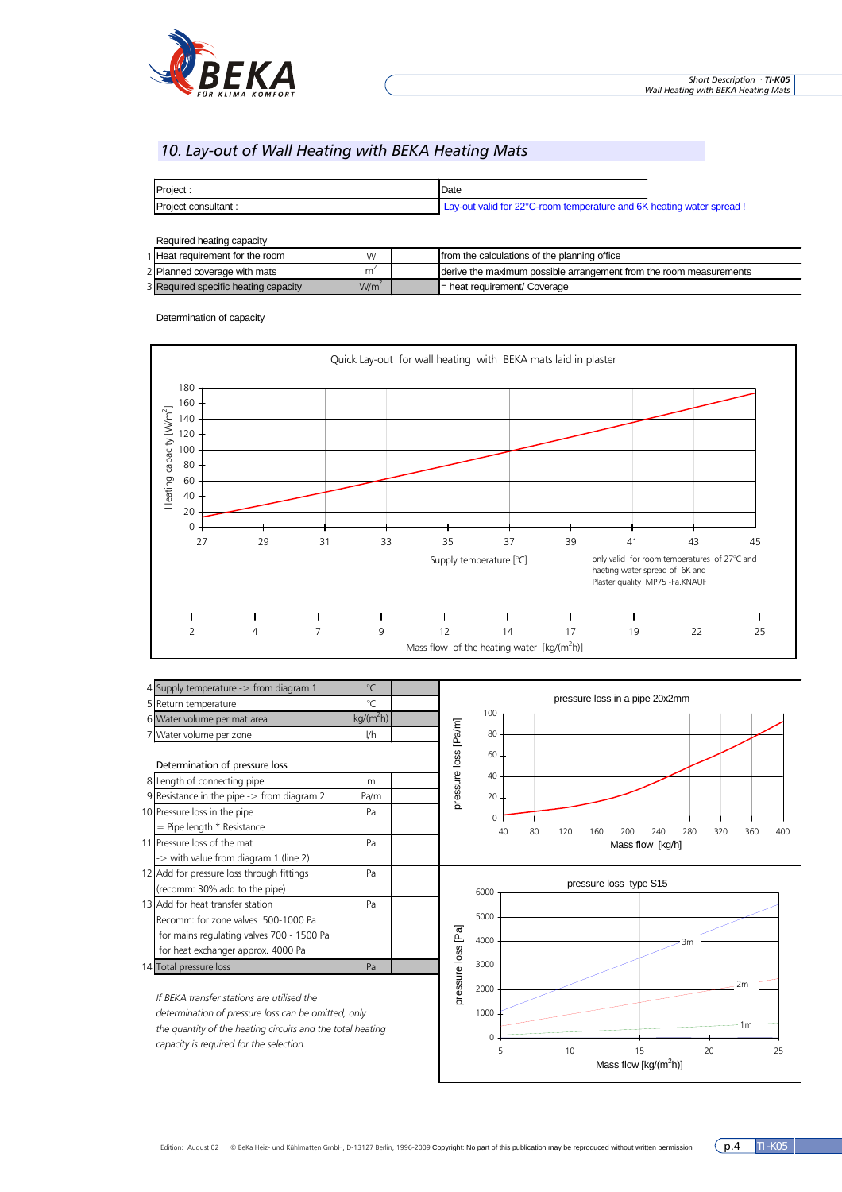## 10. Lay-out of Wall Heating with BEKA Heating Mats

| Project : | Date |
|---|---|
| Project consultant : | Lay-out valid for 22°C-room temperature and 6K heating water spread ! |

Required heating capacity

| | | | | |
|---|---|---|---|---|
| 1 | Heat requirement for the room | W | | from the calculations of the planning office |
| 2 | Planned coverage with mats | $m^2$ | | derive the maximum possible arrangement from the room measurements |
| 3 | Required specific heating capacity | $W/m^2$ | | = heat requirement/ Coverage |

Determination of capacity

Quick Lay-out for wall heating with BEKA mats laid in plaster

Heating capacity [W/m²]: 0, 20, 40, 60, 80, 100, 120, 140, 160, 180

Supply temperature [°C]: 27, 29, 31, 33, 35, 37, 39, 41, 43, 45

only valid for room temperatures of 27°C and haeting water spread of 6K and Plaster quality MP75 -Fa.KNAUF

Mass flow of the heating water [kg/(m²h)]: 2, 4, 7, 9, 12, 14, 17, 19, 22, 25

| | | | |
|---|---|---|---|
| 4 | Supply temperature -> from diagram 1 | °C | |
| 5 | Return temperature | °C | |
| 6 | Water volume per mat area | kg/(m²h) | |
| 7 | Water volume per zone | l/h | |

Determination of pressure loss

| | | | |
|---|---|---|---|
| 8 | Length of connecting pipe | m | |
| 9 | Resistance in the pipe -> from diagram 2 | Pa/m | |
| 10 | Pressure loss in the pipe<br>= Pipe length * Resistance | Pa | |
| 11 | Pressure loss of the mat<br>-> with value from diagram 1 (line 2) | Pa | |
| 12 | Add for pressure loss through fittings<br>(recomm: 30% add to the pipe) | Pa | |
| 13 | Add for heat transfer station<br>Recomm: for zone valves 500-1000 Pa<br>for mains regulating valves 700 - 1500 Pa<br>for heat exchanger approx. 4000 Pa | Pa | |
| 14 | Total pressure loss | Pa | |

*If BEKA transfer stations are utilised the determination of pressure loss can be omitted, only the quantity of the heating circuits and the total heating capacity is required for the selection.*

pressure loss in a pipe 20x2mm

pressure loss [Pa/m]: 0, 20, 40, 60, 80, 100

Mass flow [kg/h]: 40, 80, 120, 160, 200, 240, 280, 320, 360, 400

pressure loss type S15

pressure loss [Pa]: 0, 1000, 2000, 3000, 4000, 5000, 6000

Curves: 3m, 2m, 1m

Mass flow [kg/(m²h)]: 5, 10, 15, 20, 25

Edition: August 02 © BeKa Heiz- und Kühlmatten GmbH, D-13127 Berlin, 1996-2009 Copyright: No part of this publication may be reproduced without written permission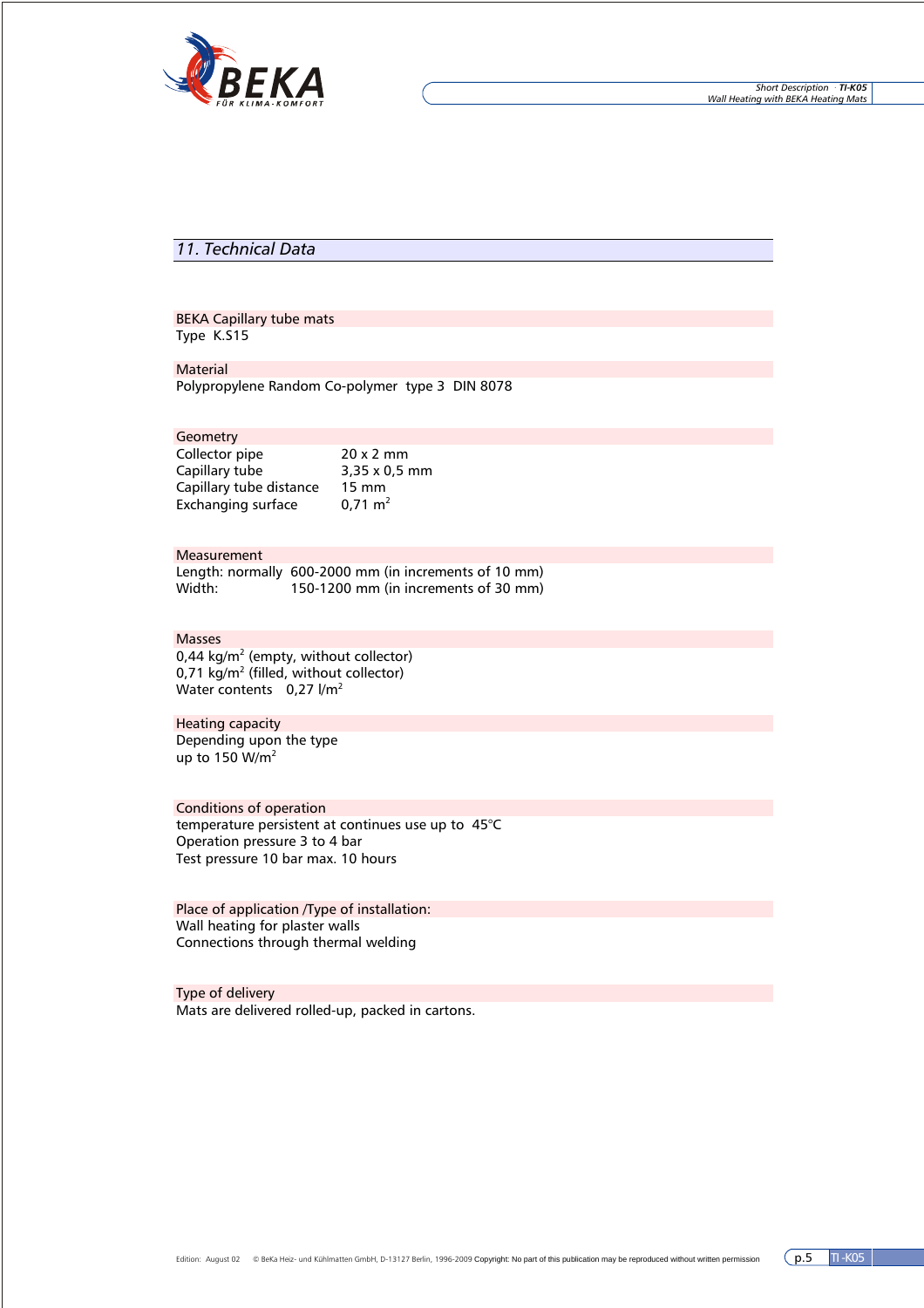## 11. Technical Data

**BEKA Capillary tube mats**
Type K.S15

**Material**
Polypropylene Random Co-polymer type 3 DIN 8078

**Geometry**

| | |
|---|---|
| Collector pipe | 20 x 2 mm |
| Capillary tube | 3,35 x 0,5 mm |
| Capillary tube distance | 15 mm |
| Exchanging surface | 0,71 $m^2$ |

**Measurement**
Length: normally 600-2000 mm (in increments of 10 mm)
Width: 150-1200 mm (in increments of 30 mm)

**Masses**
0,44 $kg/m^2$ (empty, without collector)
0,71 $kg/m^2$ (filled, without collector)
Water contents 0,27 $l/m^2$

**Heating capacity**
Depending upon the type
up to 150 $W/m^2$

**Conditions of operation**
temperature persistent at continues use up to 45°C
Operation pressure 3 to 4 bar
Test pressure 10 bar max. 10 hours

**Place of application /Type of installation:**
Wall heating for plaster walls
Connections through thermal welding

**Type of delivery**
Mats are delivered rolled-up, packed in cartons.

Edition: August 02 © BeKa Heiz- und Kühlmatten GmbH, D-13127 Berlin, 1996-2009 Copyright: No part of this publication may be reproduced without written permission